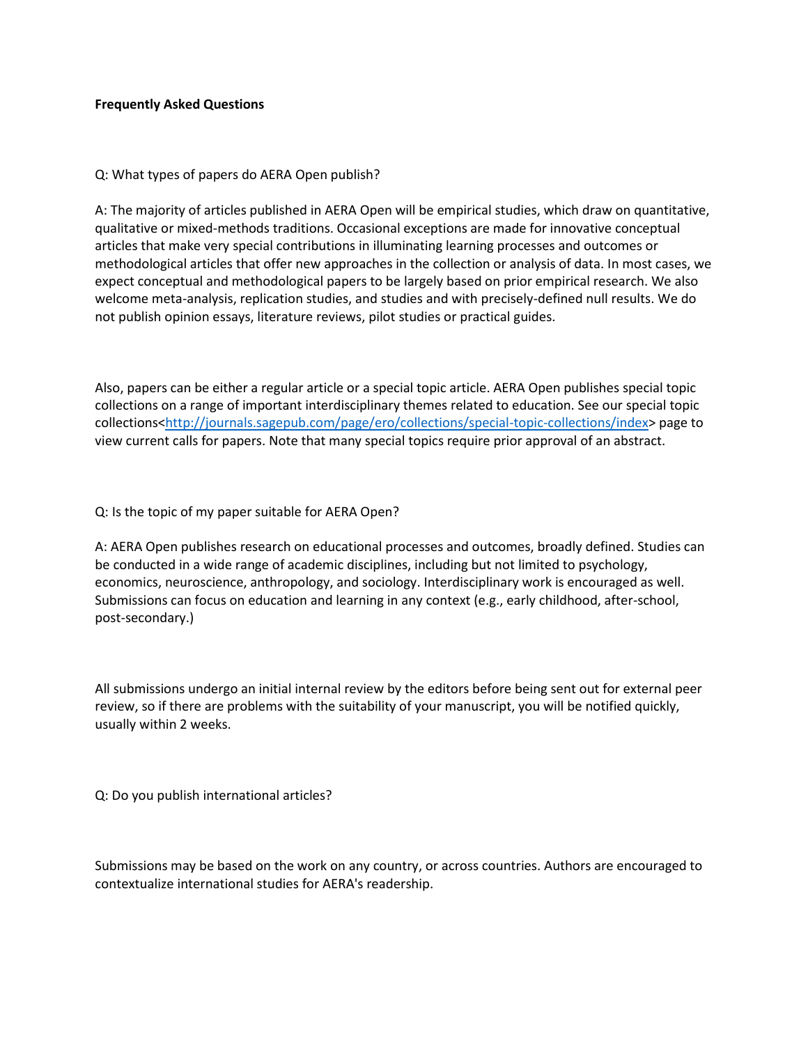**Frequently Asked Questions**

Q: What types of papers do AERA Open publish?

A: The majority of articles published in AERA Open will be empirical studies, which draw on quantitative, qualitative or mixed-methods traditions. Occasional exceptions are made for innovative conceptual articles that make very special contributions in illuminating learning processes and outcomes or methodological articles that offer new approaches in the collection or analysis of data. In most cases, we expect conceptual and methodological papers to be largely based on prior empirical research. We also welcome meta-analysis, replication studies, and studies and with precisely-defined null results. We do not publish opinion essays, literature reviews, pilot studies or practical guides.

Also, papers can be either a regular article or a special topic article. AERA Open publishes special topic collections on a range of important interdisciplinary themes related to education. See our special topic collections<http://journals.sagepub.com/page/ero/collections/special-topic-collections/index> page to view current calls for papers. Note that many special topics require prior approval of an abstract.

Q: Is the topic of my paper suitable for AERA Open?

A: AERA Open publishes research on educational processes and outcomes, broadly defined. Studies can be conducted in a wide range of academic disciplines, including but not limited to psychology, economics, neuroscience, anthropology, and sociology. Interdisciplinary work is encouraged as well. Submissions can focus on education and learning in any context (e.g., early childhood, after-school, post-secondary.)

All submissions undergo an initial internal review by the editors before being sent out for external peer review, so if there are problems with the suitability of your manuscript, you will be notified quickly, usually within 2 weeks.

Q: Do you publish international articles?

Submissions may be based on the work on any country, or across countries. Authors are encouraged to contextualize international studies for AERA's readership.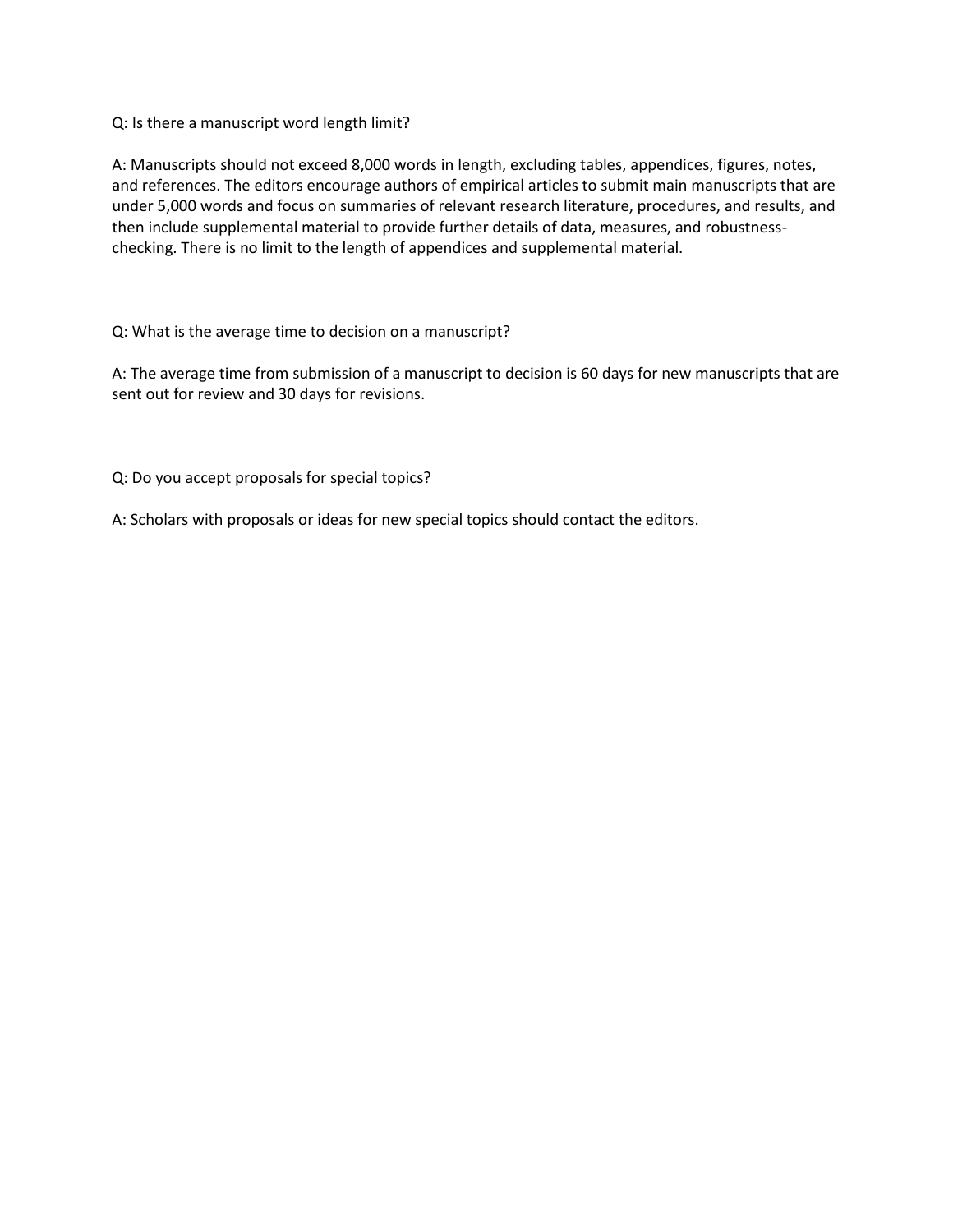Q: Is there a manuscript word length limit?

A: Manuscripts should not exceed 8,000 words in length, excluding tables, appendices, figures, notes, and references. The editors encourage authors of empirical articles to submit main manuscripts that are under 5,000 words and focus on summaries of relevant research literature, procedures, and results, and then include supplemental material to provide further details of data, measures, and robustness-checking. There is no limit to the length of appendices and supplemental material.

Q: What is the average time to decision on a manuscript?

A: The average time from submission of a manuscript to decision is 60 days for new manuscripts that are sent out for review and 30 days for revisions.

Q: Do you accept proposals for special topics?

A: Scholars with proposals or ideas for new special topics should contact the editors.